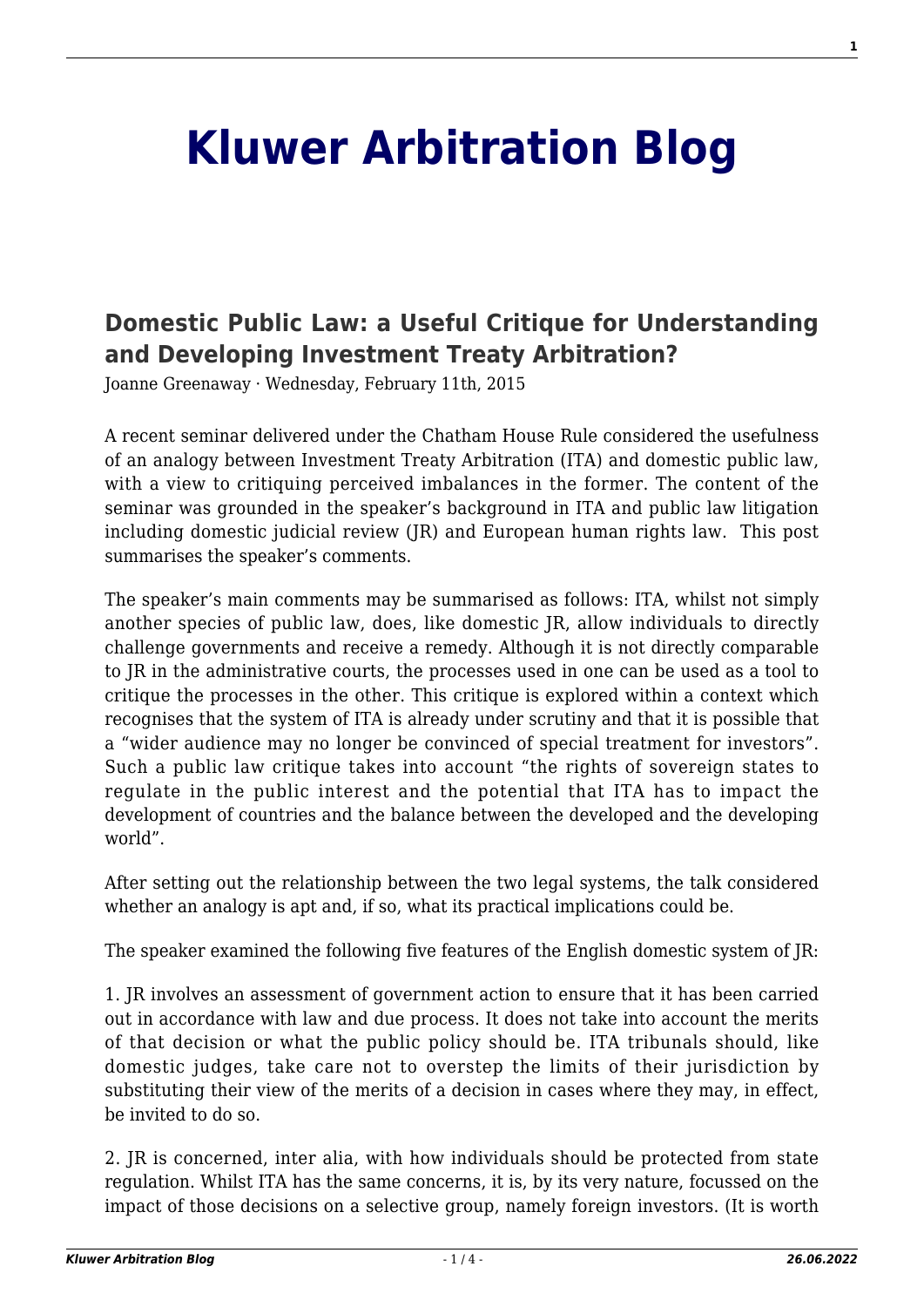# Kluwer Arbitration Blog

## Domestic Public Law: a Useful Critique for Understanding and Developing Investment Treaty Arbitration?

Joanne Greenaway · Wednesday, February 11th, 2015

A recent seminar delivered under the Chatham House Rule considered the usefulness of an analogy between Investment Treaty Arbitration (ITA) and domestic public law, with a view to critiquing perceived imbalances in the former. The content of the seminar was grounded in the speaker's background in ITA and public law litigation including domestic judicial review (JR) and European human rights law. This post summarises the speaker's comments.

The speaker's main comments may be summarised as follows: ITA, whilst not simply another species of public law, does, like domestic JR, allow individuals to directly challenge governments and receive a remedy. Although it is not directly comparable to JR in the administrative courts, the processes used in one can be used as a tool to critique the processes in the other. This critique is explored within a context which recognises that the system of ITA is already under scrutiny and that it is possible that a "wider audience may no longer be convinced of special treatment for investors". Such a public law critique takes into account "the rights of sovereign states to regulate in the public interest and the potential that ITA has to impact the development of countries and the balance between the developed and the developing world".

After setting out the relationship between the two legal systems, the talk considered whether an analogy is apt and, if so, what its practical implications could be.

The speaker examined the following five features of the English domestic system of JR:

1. JR involves an assessment of government action to ensure that it has been carried out in accordance with law and due process. It does not take into account the merits of that decision or what the public policy should be. ITA tribunals should, like domestic judges, take care not to overstep the limits of their jurisdiction by substituting their view of the merits of a decision in cases where they may, in effect, be invited to do so.

2. JR is concerned, inter alia, with how individuals should be protected from state regulation. Whilst ITA has the same concerns, it is, by its very nature, focussed on the impact of those decisions on a selective group, namely foreign investors. (It is worth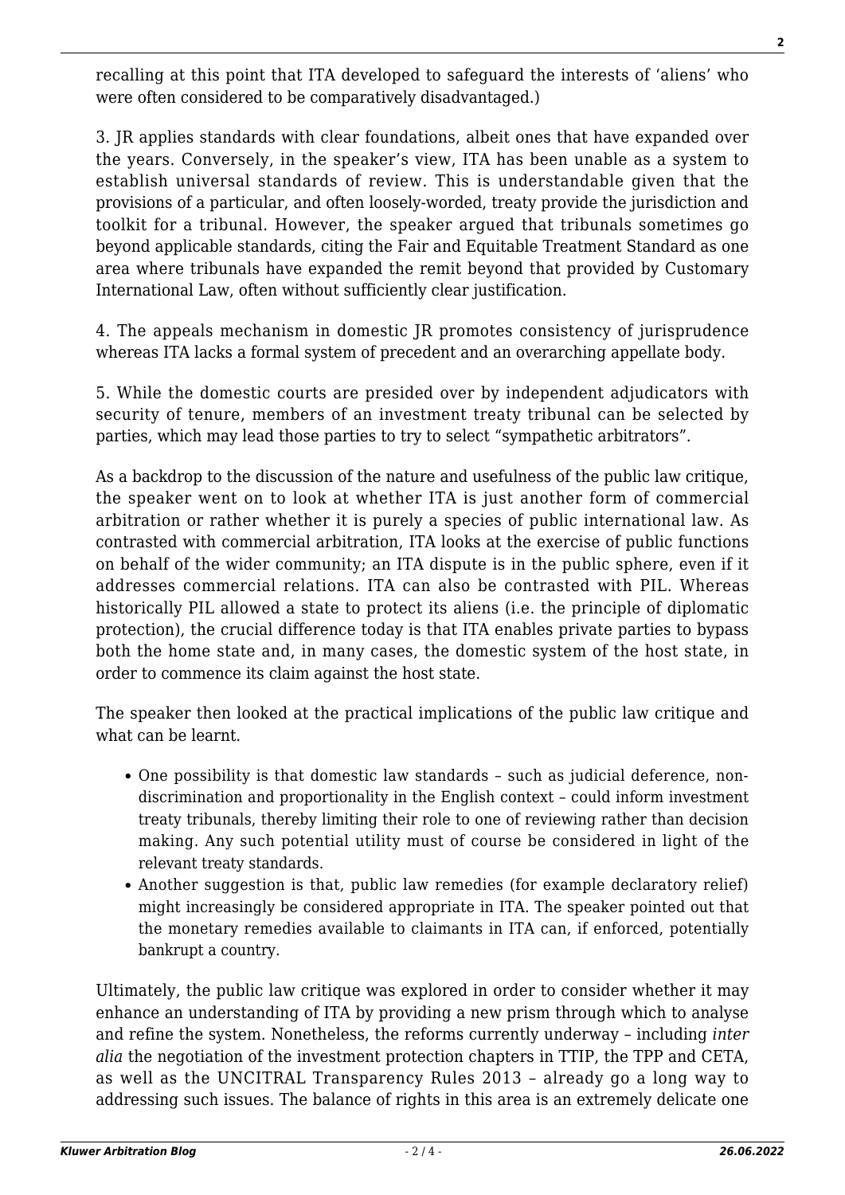recalling at this point that ITA developed to safeguard the interests of 'aliens' who were often considered to be comparatively disadvantaged.)

3. JR applies standards with clear foundations, albeit ones that have expanded over the years. Conversely, in the speaker's view, ITA has been unable as a system to establish universal standards of review. This is understandable given that the provisions of a particular, and often loosely-worded, treaty provide the jurisdiction and toolkit for a tribunal. However, the speaker argued that tribunals sometimes go beyond applicable standards, citing the Fair and Equitable Treatment Standard as one area where tribunals have expanded the remit beyond that provided by Customary International Law, often without sufficiently clear justification.

4. The appeals mechanism in domestic JR promotes consistency of jurisprudence whereas ITA lacks a formal system of precedent and an overarching appellate body.

5. While the domestic courts are presided over by independent adjudicators with security of tenure, members of an investment treaty tribunal can be selected by parties, which may lead those parties to try to select "sympathetic arbitrators".

As a backdrop to the discussion of the nature and usefulness of the public law critique, the speaker went on to look at whether ITA is just another form of commercial arbitration or rather whether it is purely a species of public international law. As contrasted with commercial arbitration, ITA looks at the exercise of public functions on behalf of the wider community; an ITA dispute is in the public sphere, even if it addresses commercial relations. ITA can also be contrasted with PIL. Whereas historically PIL allowed a state to protect its aliens (i.e. the principle of diplomatic protection), the crucial difference today is that ITA enables private parties to bypass both the home state and, in many cases, the domestic system of the host state, in order to commence its claim against the host state.

The speaker then looked at the practical implications of the public law critique and what can be learnt.

- One possibility is that domestic law standards – such as judicial deference, non-discrimination and proportionality in the English context – could inform investment treaty tribunals, thereby limiting their role to one of reviewing rather than decision making. Any such potential utility must of course be considered in light of the relevant treaty standards.
- Another suggestion is that, public law remedies (for example declaratory relief) might increasingly be considered appropriate in ITA. The speaker pointed out that the monetary remedies available to claimants in ITA can, if enforced, potentially bankrupt a country.

Ultimately, the public law critique was explored in order to consider whether it may enhance an understanding of ITA by providing a new prism through which to analyse and refine the system. Nonetheless, the reforms currently underway – including *inter alia* the negotiation of the investment protection chapters in TTIP, the TPP and CETA, as well as the UNCITRAL Transparency Rules 2013 – already go a long way to addressing such issues. The balance of rights in this area is an extremely delicate one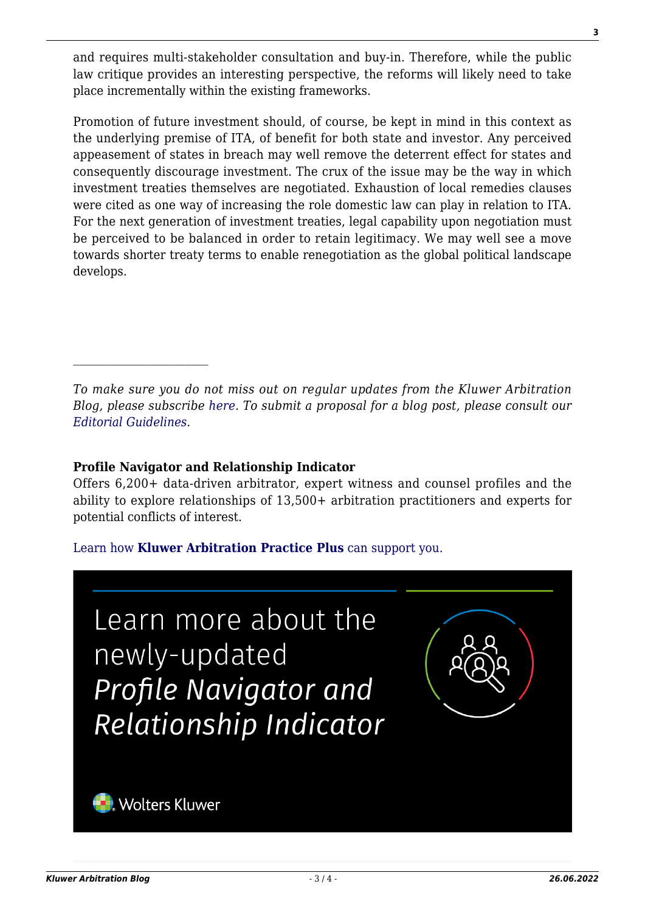and requires multi-stakeholder consultation and buy-in. Therefore, while the public law critique provides an interesting perspective, the reforms will likely need to take place incrementally within the existing frameworks.

Promotion of future investment should, of course, be kept in mind in this context as the underlying premise of ITA, of benefit for both state and investor. Any perceived appeasement of states in breach may well remove the deterrent effect for states and consequently discourage investment. The crux of the issue may be the way in which investment treaties themselves are negotiated. Exhaustion of local remedies clauses were cited as one way of increasing the role domestic law can play in relation to ITA. For the next generation of investment treaties, legal capability upon negotiation must be perceived to be balanced in order to retain legitimacy. We may well see a move towards shorter treaty terms to enable renegotiation as the global political landscape develops.

---

*To make sure you do not miss out on regular updates from the Kluwer Arbitration Blog, please subscribe here. To submit a proposal for a blog post, please consult our Editorial Guidelines.*

**Profile Navigator and Relationship Indicator**
Offers 6,200+ data-driven arbitrator, expert witness and counsel profiles and the ability to explore relationships of 13,500+ arbitration practitioners and experts for potential conflicts of interest.

Learn how **Kluwer Arbitration Practice Plus** can support you.

Learn more about the newly-updated *Profile Navigator and Relationship Indicator*

Wolters Kluwer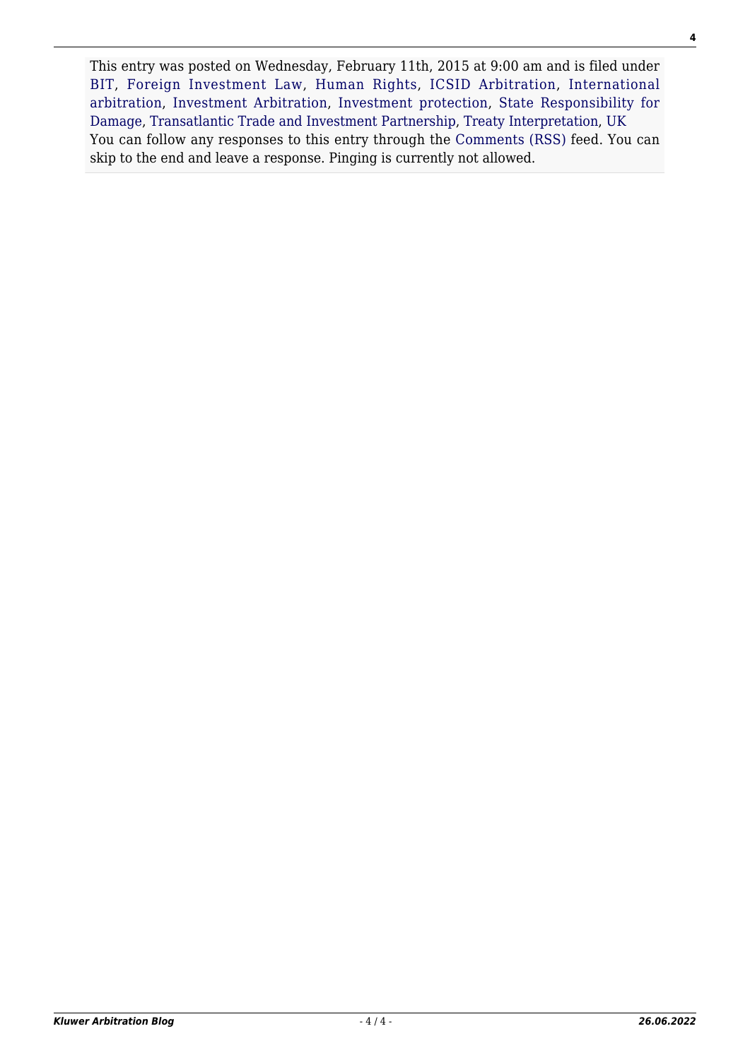This entry was posted on Wednesday, February 11th, 2015 at 9:00 am and is filed under BIT, Foreign Investment Law, Human Rights, ICSID Arbitration, International arbitration, Investment Arbitration, Investment protection, State Responsibility for Damage, Transatlantic Trade and Investment Partnership, Treaty Interpretation, UK
You can follow any responses to this entry through the Comments (RSS) feed. You can skip to the end and leave a response. Pinging is currently not allowed.